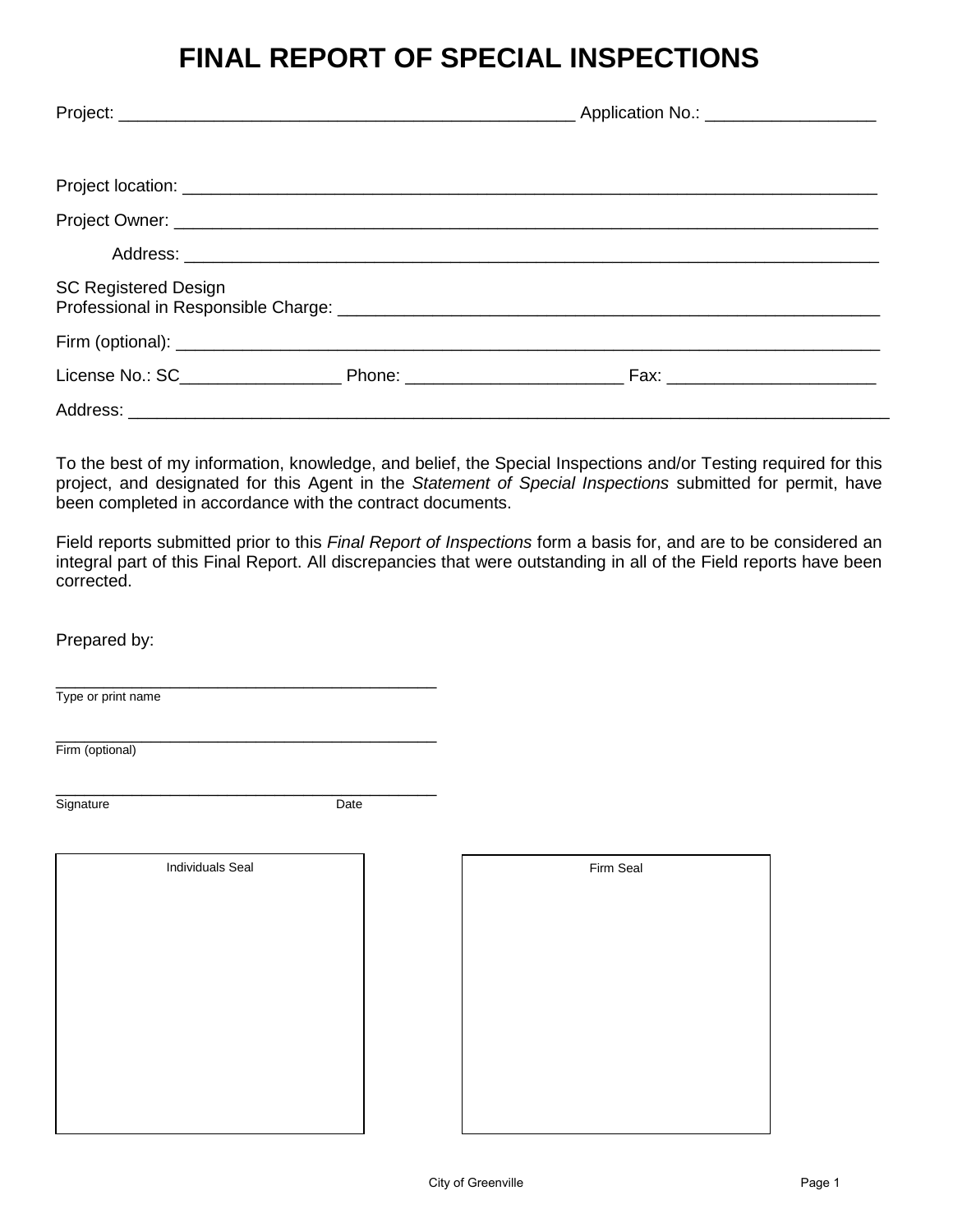# FINAL REPORT OF SPECIAL INSPECTIONS

Project: ______________________________________________ Application No.: _________________

Project location: ___________________________________________________________________

Project Owner: _____________________________________________________________________

Address: _____________________________________________________________________

SC Registered Design
Professional in Responsible Charge: ____________________________________________________

Firm (optional): _____________________________________________________________________

License No.: SC_________________ Phone: ______________________ Fax: _____________________

Address: _______________________________________________________________________________

To the best of my information, knowledge, and belief, the Special Inspections and/or Testing required for this project, and designated for this Agent in the *Statement of Special Inspections* submitted for permit, have been completed in accordance with the contract documents.

Field reports submitted prior to this *Final Report of Inspections* form a basis for, and are to be considered an integral part of this Final Report. All discrepancies that were outstanding in all of the Field reports have been corrected.

Prepared by:

_________________________________________
Type or print name

_________________________________________
Firm (optional)

_________________________________________
Signature Date

| Individuals Seal | Firm Seal |
|---|---|
| | |

City of Greenville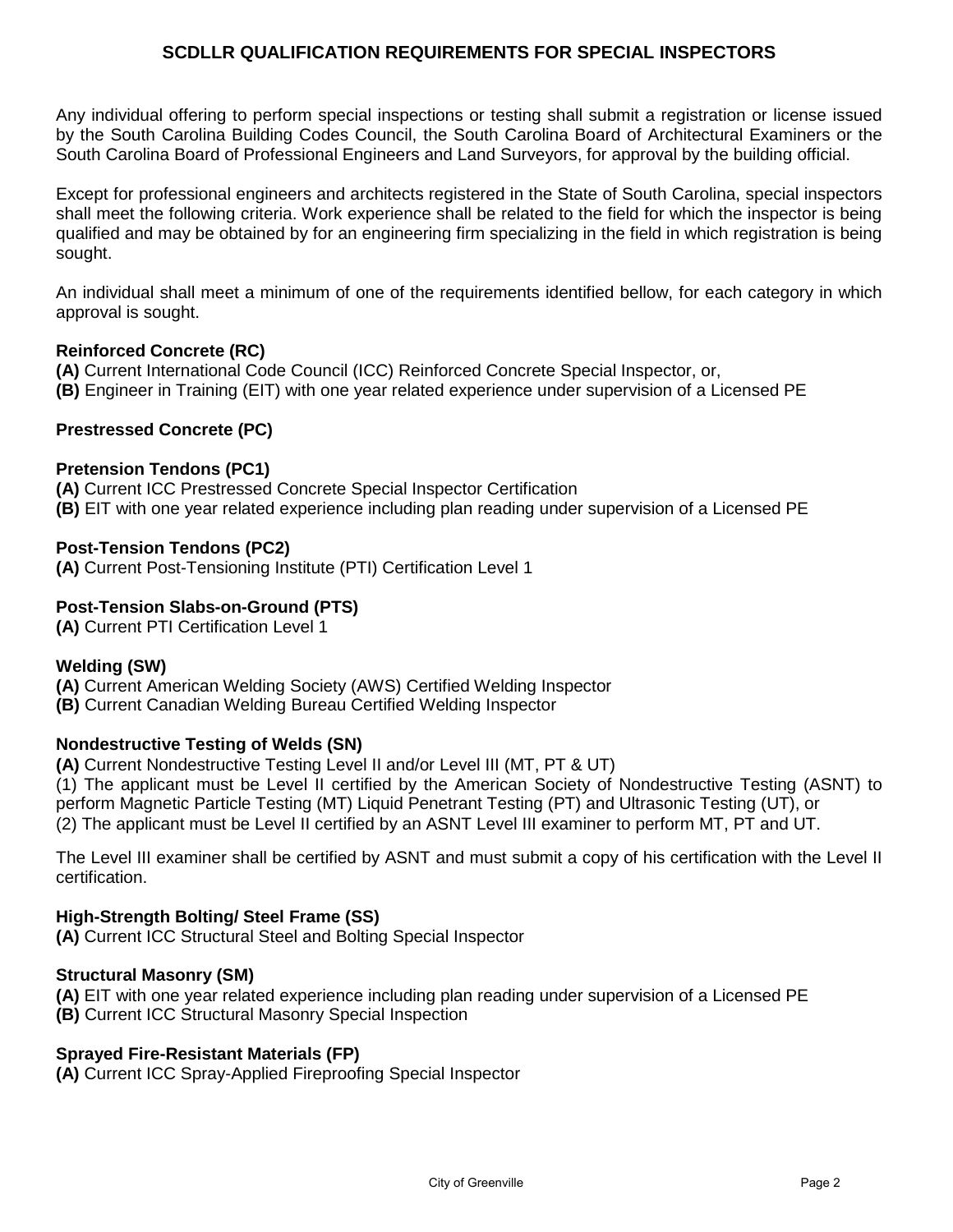# SCDLLR QUALIFICATION REQUIREMENTS FOR SPECIAL INSPECTORS

Any individual offering to perform special inspections or testing shall submit a registration or license issued by the South Carolina Building Codes Council, the South Carolina Board of Architectural Examiners or the South Carolina Board of Professional Engineers and Land Surveyors, for approval by the building official.

Except for professional engineers and architects registered in the State of South Carolina, special inspectors shall meet the following criteria. Work experience shall be related to the field for which the inspector is being qualified and may be obtained by for an engineering firm specializing in the field in which registration is being sought.

An individual shall meet a minimum of one of the requirements identified bellow, for each category in which approval is sought.

**Reinforced Concrete (RC)**
**(A)** Current International Code Council (ICC) Reinforced Concrete Special Inspector, or,
**(B)** Engineer in Training (EIT) with one year related experience under supervision of a Licensed PE

**Prestressed Concrete (PC)**

**Pretension Tendons (PC1)**
**(A)** Current ICC Prestressed Concrete Special Inspector Certification
**(B)** EIT with one year related experience including plan reading under supervision of a Licensed PE

**Post-Tension Tendons (PC2)**
**(A)** Current Post-Tensioning Institute (PTI) Certification Level 1

**Post-Tension Slabs-on-Ground (PTS)**
**(A)** Current PTI Certification Level 1

**Welding (SW)**
**(A)** Current American Welding Society (AWS) Certified Welding Inspector
**(B)** Current Canadian Welding Bureau Certified Welding Inspector

**Nondestructive Testing of Welds (SN)**
**(A)** Current Nondestructive Testing Level II and/or Level III (MT, PT & UT)
(1) The applicant must be Level II certified by the American Society of Nondestructive Testing (ASNT) to perform Magnetic Particle Testing (MT) Liquid Penetrant Testing (PT) and Ultrasonic Testing (UT), or
(2) The applicant must be Level II certified by an ASNT Level III examiner to perform MT, PT and UT.

The Level III examiner shall be certified by ASNT and must submit a copy of his certification with the Level II certification.

**High-Strength Bolting/ Steel Frame (SS)**
**(A)** Current ICC Structural Steel and Bolting Special Inspector

**Structural Masonry (SM)**
**(A)** EIT with one year related experience including plan reading under supervision of a Licensed PE
**(B)** Current ICC Structural Masonry Special Inspection

**Sprayed Fire-Resistant Materials (FP)**
**(A)** Current ICC Spray-Applied Fireproofing Special Inspector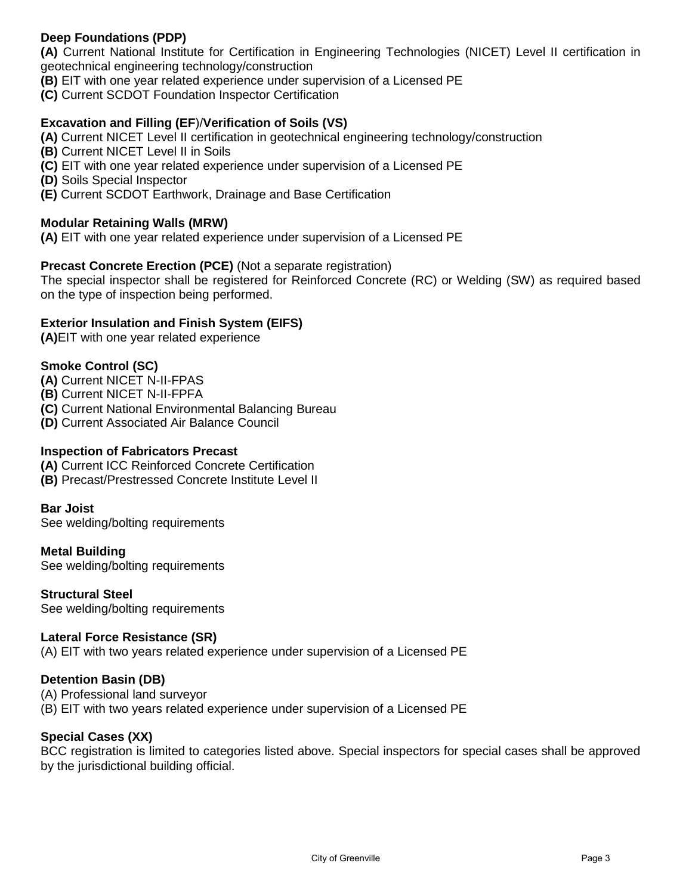**Deep Foundations (PDP)**

**(A)** Current National Institute for Certification in Engineering Technologies (NICET) Level II certification in geotechnical engineering technology/construction
**(B)** EIT with one year related experience under supervision of a Licensed PE
**(C)** Current SCDOT Foundation Inspector Certification

**Excavation and Filling (EF**)/**Verification of Soils (VS)**

**(A)** Current NICET Level II certification in geotechnical engineering technology/construction
**(B)** Current NICET Level II in Soils
**(C)** EIT with one year related experience under supervision of a Licensed PE
**(D)** Soils Special Inspector
**(E)** Current SCDOT Earthwork, Drainage and Base Certification

**Modular Retaining Walls (MRW)**

**(A)** EIT with one year related experience under supervision of a Licensed PE

**Precast Concrete Erection (PCE)** (Not a separate registration)
The special inspector shall be registered for Reinforced Concrete (RC) or Welding (SW) as required based on the type of inspection being performed.

**Exterior Insulation and Finish System (EIFS)**

**(A)**EIT with one year related experience

**Smoke Control (SC)**

**(A)** Current NICET N-II-FPAS
**(B)** Current NICET N-II-FPFA
**(C)** Current National Environmental Balancing Bureau
**(D)** Current Associated Air Balance Council

**Inspection of Fabricators Precast**

**(A)** Current ICC Reinforced Concrete Certification
**(B)** Precast/Prestressed Concrete Institute Level II

**Bar Joist**
See welding/bolting requirements

**Metal Building**
See welding/bolting requirements

**Structural Steel**
See welding/bolting requirements

**Lateral Force Resistance (SR)**
(A) EIT with two years related experience under supervision of a Licensed PE

**Detention Basin (DB)**
(A) Professional land surveyor
(B) EIT with two years related experience under supervision of a Licensed PE

**Special Cases (XX)**
BCC registration is limited to categories listed above. Special inspectors for special cases shall be approved by the jurisdictional building official.